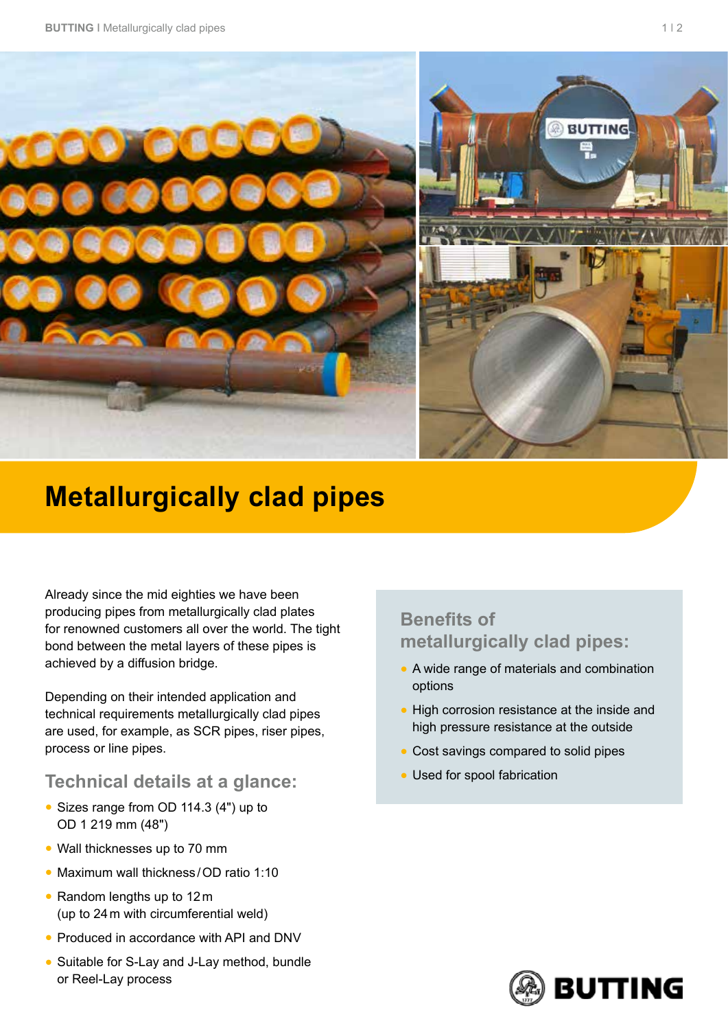# Metallurgically clad pipes

Already since the mid eighties we have been producing pipes from metallurgically clad plates for renowned customers all over the world. The tight bond between the metal layers of these pipes is achieved by a diffusion bridge.

Depending on their intended application and technical requirements metallurgically clad pipes are used, for example, as SCR pipes, riser pipes, process or line pipes.

## Technical details at a glance:

- Sizes range from OD 114.3 (4") up to OD 1 219 mm (48")
- Wall thicknesses up to 70 mm
- Maximum wall thickness / OD ratio 1:10
- Random lengths up to 12 m (up to 24 m with circumferential weld)
- Produced in accordance with API and DNV
- Suitable for S-Lay and J-Lay method, bundle or Reel-Lay process

## Benefits of metallurgically clad pipes:

- A wide range of materials and combination options
- High corrosion resistance at the inside and high pressure resistance at the outside
- Cost savings compared to solid pipes
- Used for spool fabrication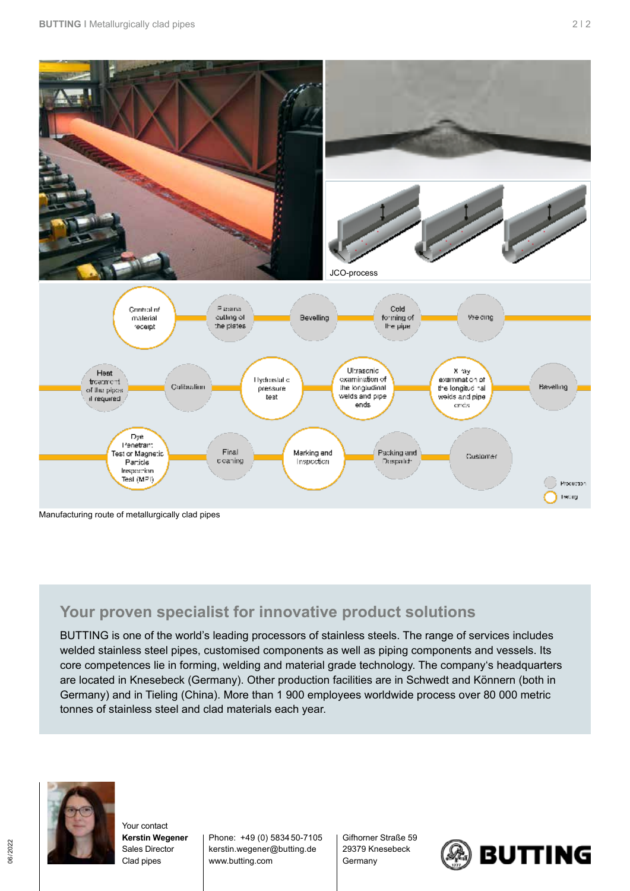JCO-process

Control of material receipt

Plasma cutting of the plates

Bevelling

Cold forming of the pipe

Welding

Heat treatment of the pipes if required

Calibration

Hydrostatic pressure test

Ultrasonic examination of the longitudinal welds and pipe ends

X-ray examination of the longitudinal welds and pipe ends

Bevelling

Dye Penetrant Test or Magnetic Particle Inspection Test (MPI)

Final cleaning

Marking and Inspection

Packing and Dispatch

Customer

Production

Testing

Manufacturing route of metallurgically clad pipes

## Your proven specialist for innovative product solutions

BUTTING is one of the world's leading processors of stainless steels. The range of services includes welded stainless steel pipes, customised components as well as piping components and vessels. Its core competences lie in forming, welding and material grade technology. The company's headquarters are located in Knesebeck (Germany). Other production facilities are in Schwedt and Könnern (both in Germany) and in Tieling (China). More than 1 900 employees worldwide process over 80 000 metric tonnes of stainless steel and clad materials each year.

Your contact
**Kerstin Wegener**
Sales Director
Clad pipes

Phone: +49 (0) 5834 50-7105
kerstin.wegener@butting.de
www.butting.com

Gifhorner Straße 59
29379 Knesebeck
Germany

BUTTING

06/2022